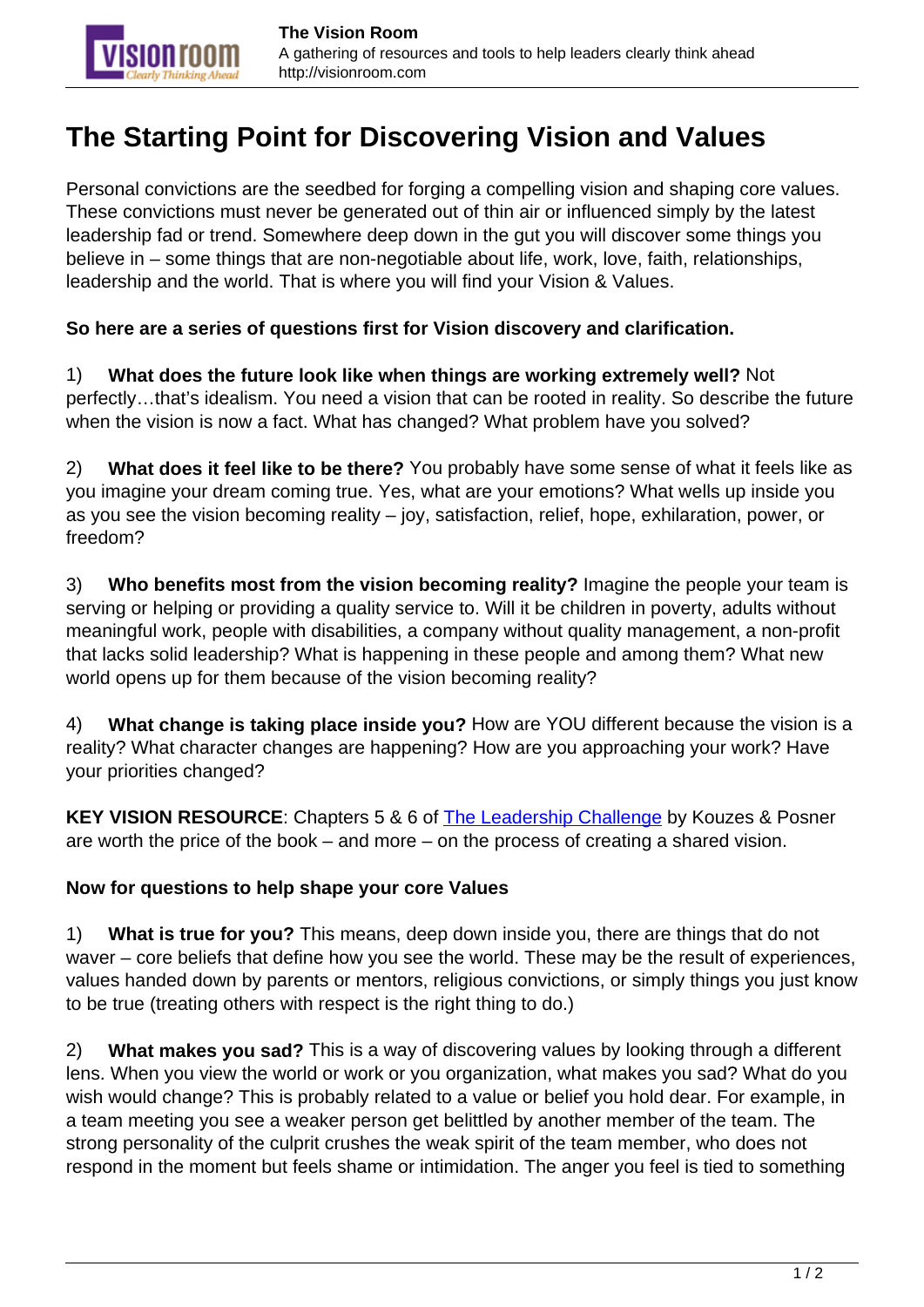# The Starting Point for Discovering Vision and Values

Personal convictions are the seedbed for forging a compelling vision and shaping core values. These convictions must never be generated out of thin air or influenced simply by the latest leadership fad or trend. Somewhere deep down in the gut you will discover some things you believe in – some things that are non-negotiable about life, work, love, faith, relationships, leadership and the world. That is where you will find your Vision & Values.

**So here are a series of questions first for Vision discovery and clarification.**

1) **What does the future look like when things are working extremely well?** Not perfectly…that's idealism. You need a vision that can be rooted in reality. So describe the future when the vision is now a fact. What has changed? What problem have you solved?

2) **What does it feel like to be there?** You probably have some sense of what it feels like as you imagine your dream coming true. Yes, what are your emotions? What wells up inside you as you see the vision becoming reality – joy, satisfaction, relief, hope, exhilaration, power, or freedom?

3) **Who benefits most from the vision becoming reality?** Imagine the people your team is serving or helping or providing a quality service to. Will it be children in poverty, adults without meaningful work, people with disabilities, a company without quality management, a non-profit that lacks solid leadership? What is happening in these people and among them? What new world opens up for them because of the vision becoming reality?

4) **What change is taking place inside you?** How are YOU different because the vision is a reality? What character changes are happening? How are you approaching your work? Have your priorities changed?

**KEY VISION RESOURCE**: Chapters 5 & 6 of The Leadership Challenge by Kouzes & Posner are worth the price of the book – and more – on the process of creating a shared vision.

**Now for questions to help shape your core Values**

1) **What is true for you?** This means, deep down inside you, there are things that do not waver – core beliefs that define how you see the world. These may be the result of experiences, values handed down by parents or mentors, religious convictions, or simply things you just know to be true (treating others with respect is the right thing to do.)

2) **What makes you sad?** This is a way of discovering values by looking through a different lens. When you view the world or work or you organization, what makes you sad? What do you wish would change? This is probably related to a value or belief you hold dear. For example, in a team meeting you see a weaker person get belittled by another member of the team. The strong personality of the culprit crushes the weak spirit of the team member, who does not respond in the moment but feels shame or intimidation. The anger you feel is tied to something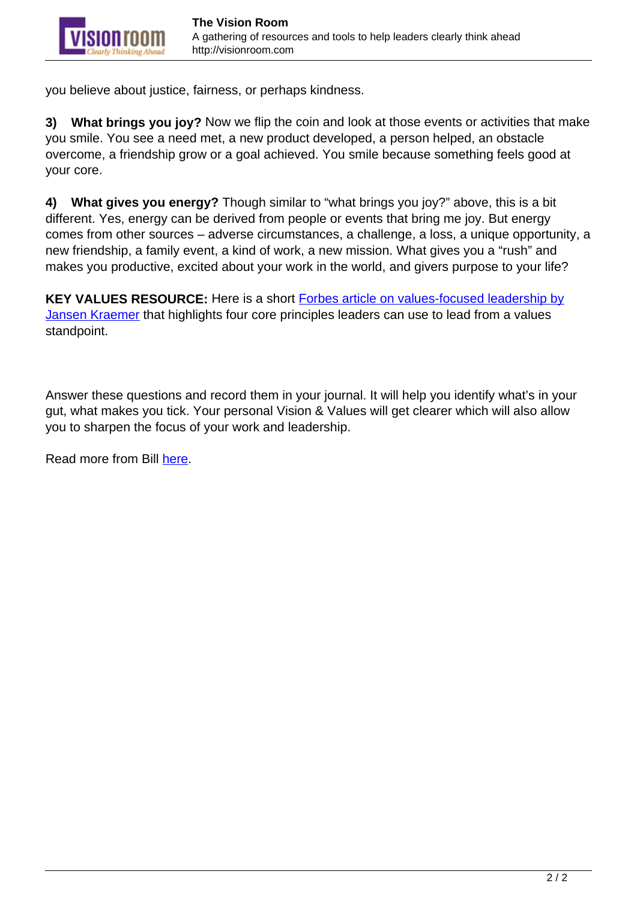you believe about justice, fairness, or perhaps kindness.

**3) What brings you joy?** Now we flip the coin and look at those events or activities that make you smile. You see a need met, a new product developed, a person helped, an obstacle overcome, a friendship grow or a goal achieved. You smile because something feels good at your core.

**4) What gives you energy?** Though similar to “what brings you joy?” above, this is a bit different. Yes, energy can be derived from people or events that bring me joy. But energy comes from other sources – adverse circumstances, a challenge, a loss, a unique opportunity, a new friendship, a family event, a kind of work, a new mission. What gives you a “rush” and makes you productive, excited about your work in the world, and givers purpose to your life?

**KEY VALUES RESOURCE:** Here is a short Forbes article on values-focused leadership by Jansen Kraemer that highlights four core principles leaders can use to lead from a values standpoint.

Answer these questions and record them in your journal. It will help you identify what’s in your gut, what makes you tick. Your personal Vision & Values will get clearer which will also allow you to sharpen the focus of your work and leadership.

Read more from Bill here.